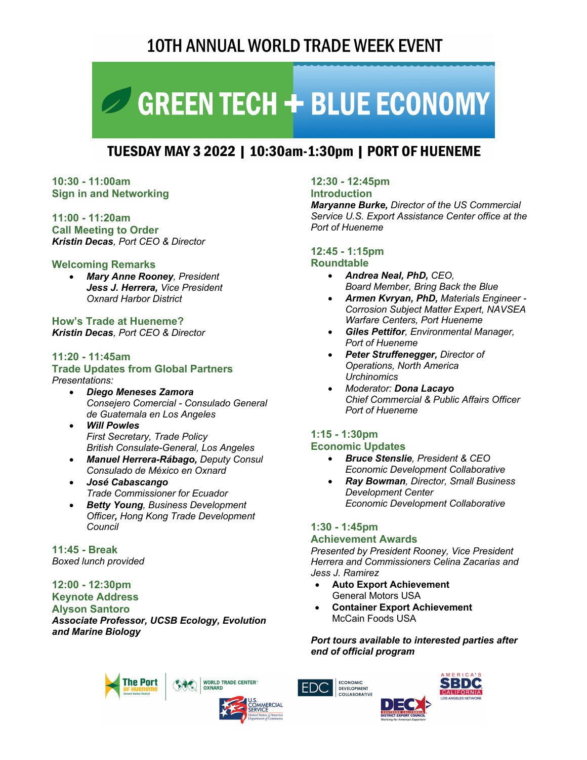# 10TH ANNUAL WORLD TRADE WEEK EVENT

# GREEN TECH + BLUE ECONOMY

## TUESDAY MAY 3 2022 | 10:30am-1:30pm | PORT OF HUENEME

### 10:30 - 11:00am
### Sign in and Networking

### 11:00 - 11:20am
### Call Meeting to Order
***Kristin Decas**, Port CEO & Director*

### Welcoming Remarks
- ***Mary Anne Rooney**, President*
  ***Jess J. Herrera,** Vice President*
  *Oxnard Harbor District*

### How's Trade at Hueneme?
***Kristin Decas**, Port CEO & Director*

### 11:20 - 11:45am
### Trade Updates from Global Partners
*Presentations:*
- ***Diego Meneses Zamora***
  *Consejero Comercial - Consulado General de Guatemala en Los Angeles*
- ***Will Powles***
  *First Secretary, Trade Policy*
  *British Consulate-General, Los Angeles*
- ***Manuel Herrera-Rábago,** Deputy Consul*
  *Consulado de México en Oxnard*
- ***José Cabascango***
  *Trade Commissioner for Ecuador*
- ***Betty Young**, Business Development Officer**,** Hong Kong Trade Development Council*

### 11:45 - Break
*Boxed lunch provided*

### 12:00 - 12:30pm
### Keynote Address
### Alyson Santoro
***Associate Professor, UCSB Ecology, Evolution and Marine Biology***

### 12:30 - 12:45pm
### Introduction
***Maryanne Burke,** Director of the US Commercial Service U.S. Export Assistance Center office at the Port of Hueneme*

### 12:45 - 1:15pm
### Roundtable
- ***Andrea Neal, PhD,** CEO,*
  *Board Member, Bring Back the Blue*
- ***Armen Kvryan, PhD,** Materials Engineer - Corrosion Subject Matter Expert, NAVSEA Warfare Centers, Port Hueneme*
- ***Giles Pettifor**, Environmental Manager, Port of Hueneme*
- ***Peter Struffenegger,** Director of Operations, North America*
  *Urchinomics*
- *Moderator: **Dona Lacayo***
  *Chief Commercial & Public Affairs Officer*
  *Port of Hueneme*

### 1:15 - 1:30pm
### Economic Updates
- ***Bruce Stenslie**, President & CEO*
  *Economic Development Collaborative*
- ***Ray Bowman**, Director, Small Business Development Center*
  *Economic Development Collaborative*

### 1:30 - 1:45pm
### Achievement Awards
*Presented by President Rooney, Vice President Herrera and Commissioners Celina Zacarias and Jess J. Ramirez*
- **Auto Export Achievement**
  General Motors USA
- **Container Export Achievement**
  McCain Foods USA

***Port tours available to interested parties after end of official program***

The Port of Hueneme – Oxnard Harbor District | World Trade Center Oxnard | U.S. Commercial Service – United States of America Department of Commerce | EDC Economic Development Collaborative | DEC Southern California District Export Council – Working for America's Exporters | America's SBDC California – Los Angeles Network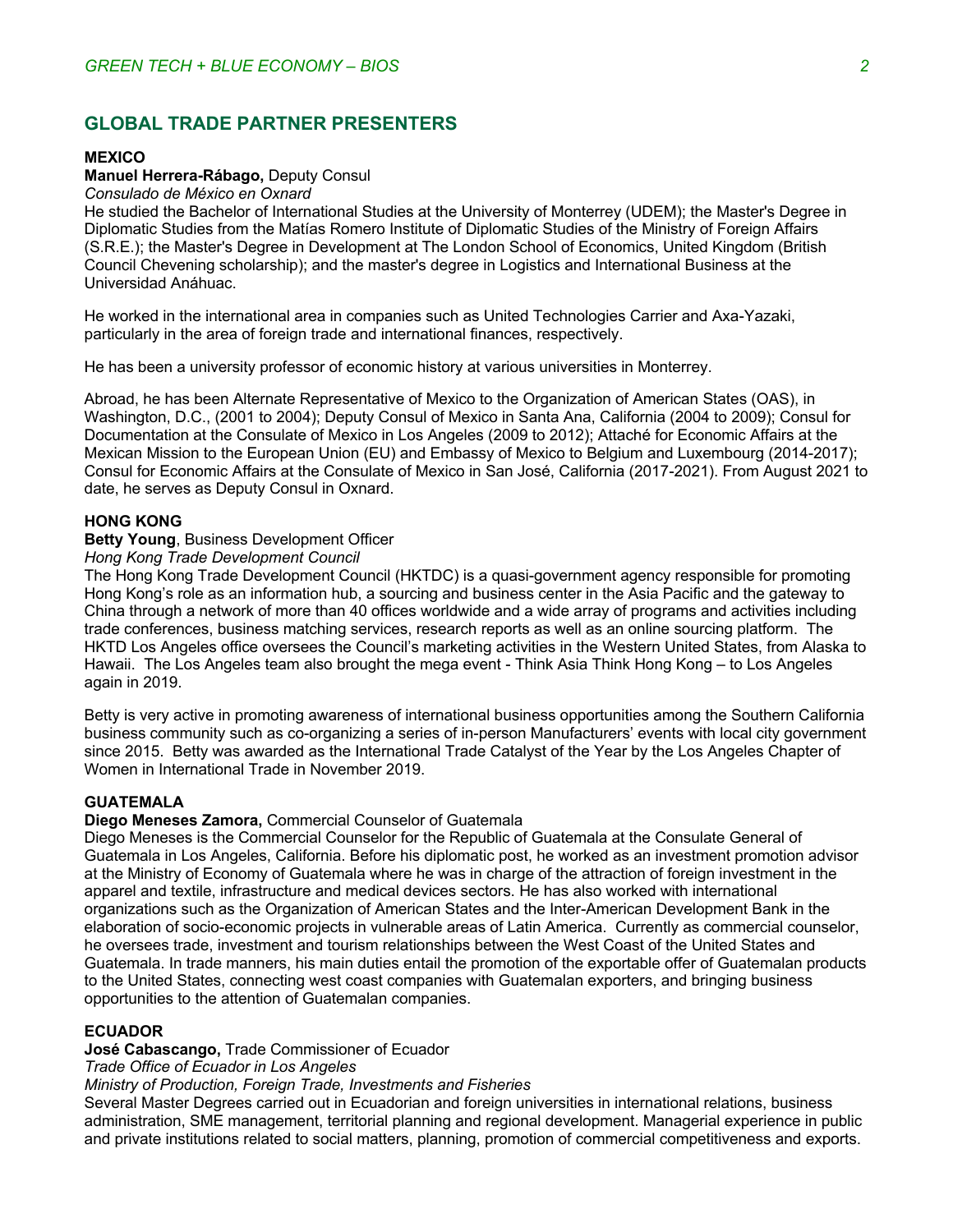## GLOBAL TRADE PARTNER PRESENTERS

**MEXICO**

**Manuel Herrera-Rábago,** Deputy Consul
*Consulado de México en Oxnard*
He studied the Bachelor of International Studies at the University of Monterrey (UDEM); the Master's Degree in Diplomatic Studies from the Matías Romero Institute of Diplomatic Studies of the Ministry of Foreign Affairs (S.R.E.); the Master's Degree in Development at The London School of Economics, United Kingdom (British Council Chevening scholarship); and the master's degree in Logistics and International Business at the Universidad Anáhuac.

He worked in the international area in companies such as United Technologies Carrier and Axa-Yazaki, particularly in the area of foreign trade and international finances, respectively.

He has been a university professor of economic history at various universities in Monterrey.

Abroad, he has been Alternate Representative of Mexico to the Organization of American States (OAS), in Washington, D.C., (2001 to 2004); Deputy Consul of Mexico in Santa Ana, California (2004 to 2009); Consul for Documentation at the Consulate of Mexico in Los Angeles (2009 to 2012); Attaché for Economic Affairs at the Mexican Mission to the European Union (EU) and Embassy of Mexico to Belgium and Luxembourg (2014-2017); Consul for Economic Affairs at the Consulate of Mexico in San José, California (2017-2021). From August 2021 to date, he serves as Deputy Consul in Oxnard.

**HONG KONG**

**Betty Young**, Business Development Officer
*Hong Kong Trade Development Council*
The Hong Kong Trade Development Council (HKTDC) is a quasi-government agency responsible for promoting Hong Kong's role as an information hub, a sourcing and business center in the Asia Pacific and the gateway to China through a network of more than 40 offices worldwide and a wide array of programs and activities including trade conferences, business matching services, research reports as well as an online sourcing platform. The HKTD Los Angeles office oversees the Council's marketing activities in the Western United States, from Alaska to Hawaii. The Los Angeles team also brought the mega event - Think Asia Think Hong Kong – to Los Angeles again in 2019.

Betty is very active in promoting awareness of international business opportunities among the Southern California business community such as co-organizing a series of in-person Manufacturers' events with local city government since 2015. Betty was awarded as the International Trade Catalyst of the Year by the Los Angeles Chapter of Women in International Trade in November 2019.

**GUATEMALA**

**Diego Meneses Zamora,** Commercial Counselor of Guatemala
Diego Meneses is the Commercial Counselor for the Republic of Guatemala at the Consulate General of Guatemala in Los Angeles, California. Before his diplomatic post, he worked as an investment promotion advisor at the Ministry of Economy of Guatemala where he was in charge of the attraction of foreign investment in the apparel and textile, infrastructure and medical devices sectors. He has also worked with international organizations such as the Organization of American States and the Inter-American Development Bank in the elaboration of socio-economic projects in vulnerable areas of Latin America. Currently as commercial counselor, he oversees trade, investment and tourism relationships between the West Coast of the United States and Guatemala. In trade manners, his main duties entail the promotion of the exportable offer of Guatemalan products to the United States, connecting west coast companies with Guatemalan exporters, and bringing business opportunities to the attention of Guatemalan companies.

**ECUADOR**

**José Cabascango,** Trade Commissioner of Ecuador
*Trade Office of Ecuador in Los Angeles*
*Ministry of Production, Foreign Trade, Investments and Fisheries*
Several Master Degrees carried out in Ecuadorian and foreign universities in international relations, business administration, SME management, territorial planning and regional development. Managerial experience in public and private institutions related to social matters, planning, promotion of commercial competitiveness and exports.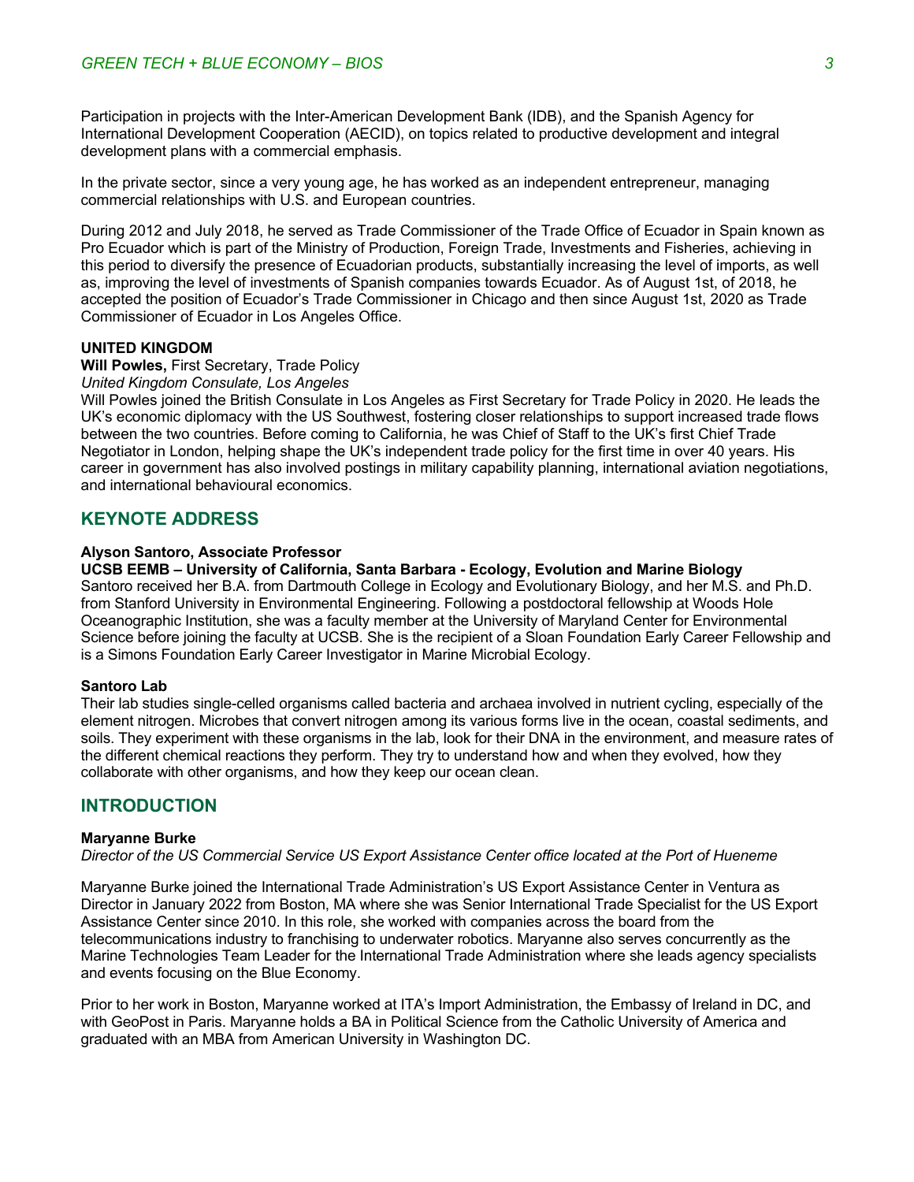Participation in projects with the Inter-American Development Bank (IDB), and the Spanish Agency for International Development Cooperation (AECID), on topics related to productive development and integral development plans with a commercial emphasis.

In the private sector, since a very young age, he has worked as an independent entrepreneur, managing commercial relationships with U.S. and European countries.

During 2012 and July 2018, he served as Trade Commissioner of the Trade Office of Ecuador in Spain known as Pro Ecuador which is part of the Ministry of Production, Foreign Trade, Investments and Fisheries, achieving in this period to diversify the presence of Ecuadorian products, substantially increasing the level of imports, as well as, improving the level of investments of Spanish companies towards Ecuador. As of August 1st, of 2018, he accepted the position of Ecuador's Trade Commissioner in Chicago and then since August 1st, 2020 as Trade Commissioner of Ecuador in Los Angeles Office.

**UNITED KINGDOM**

**Will Powles,** First Secretary, Trade Policy

*United Kingdom Consulate, Los Angeles*

Will Powles joined the British Consulate in Los Angeles as First Secretary for Trade Policy in 2020. He leads the UK's economic diplomacy with the US Southwest, fostering closer relationships to support increased trade flows between the two countries. Before coming to California, he was Chief of Staff to the UK's first Chief Trade Negotiator in London, helping shape the UK's independent trade policy for the first time in over 40 years. His career in government has also involved postings in military capability planning, international aviation negotiations, and international behavioural economics.

## KEYNOTE ADDRESS

**Alyson Santoro, Associate Professor**

**UCSB EEMB – University of California, Santa Barbara - Ecology, Evolution and Marine Biology**

Santoro received her B.A. from Dartmouth College in Ecology and Evolutionary Biology, and her M.S. and Ph.D. from Stanford University in Environmental Engineering. Following a postdoctoral fellowship at Woods Hole Oceanographic Institution, she was a faculty member at the University of Maryland Center for Environmental Science before joining the faculty at UCSB. She is the recipient of a Sloan Foundation Early Career Fellowship and is a Simons Foundation Early Career Investigator in Marine Microbial Ecology.

**Santoro Lab**

Their lab studies single-celled organisms called bacteria and archaea involved in nutrient cycling, especially of the element nitrogen. Microbes that convert nitrogen among its various forms live in the ocean, coastal sediments, and soils. They experiment with these organisms in the lab, look for their DNA in the environment, and measure rates of the different chemical reactions they perform. They try to understand how and when they evolved, how they collaborate with other organisms, and how they keep our ocean clean.

## INTRODUCTION

**Maryanne Burke**

*Director of the US Commercial Service US Export Assistance Center office located at the Port of Hueneme*

Maryanne Burke joined the International Trade Administration's US Export Assistance Center in Ventura as Director in January 2022 from Boston, MA where she was Senior International Trade Specialist for the US Export Assistance Center since 2010. In this role, she worked with companies across the board from the telecommunications industry to franchising to underwater robotics. Maryanne also serves concurrently as the Marine Technologies Team Leader for the International Trade Administration where she leads agency specialists and events focusing on the Blue Economy.

Prior to her work in Boston, Maryanne worked at ITA's Import Administration, the Embassy of Ireland in DC, and with GeoPost in Paris. Maryanne holds a BA in Political Science from the Catholic University of America and graduated with an MBA from American University in Washington DC.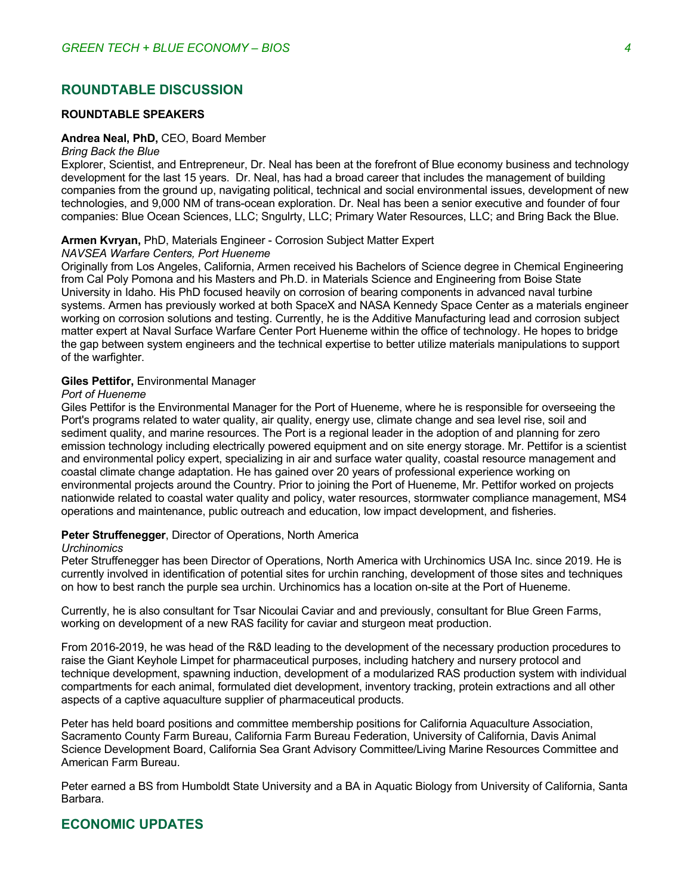## ROUNDTABLE DISCUSSION

### ROUNDTABLE SPEAKERS

**Andrea Neal, PhD,** CEO, Board Member
*Bring Back the Blue*
Explorer, Scientist, and Entrepreneur, Dr. Neal has been at the forefront of Blue economy business and technology development for the last 15 years. Dr. Neal, has had a broad career that includes the management of building companies from the ground up, navigating political, technical and social environmental issues, development of new technologies, and 9,000 NM of trans-ocean exploration. Dr. Neal has been a senior executive and founder of four companies: Blue Ocean Sciences, LLC; Sngulrty, LLC; Primary Water Resources, LLC; and Bring Back the Blue.

**Armen Kvryan,** PhD, Materials Engineer - Corrosion Subject Matter Expert
*NAVSEA Warfare Centers, Port Hueneme*
Originally from Los Angeles, California, Armen received his Bachelors of Science degree in Chemical Engineering from Cal Poly Pomona and his Masters and Ph.D. in Materials Science and Engineering from Boise State University in Idaho. His PhD focused heavily on corrosion of bearing components in advanced naval turbine systems. Armen has previously worked at both SpaceX and NASA Kennedy Space Center as a materials engineer working on corrosion solutions and testing. Currently, he is the Additive Manufacturing lead and corrosion subject matter expert at Naval Surface Warfare Center Port Hueneme within the office of technology. He hopes to bridge the gap between system engineers and the technical expertise to better utilize materials manipulations to support of the warfighter.

**Giles Pettifor,** Environmental Manager
*Port of Hueneme*
Giles Pettifor is the Environmental Manager for the Port of Hueneme, where he is responsible for overseeing the Port's programs related to water quality, air quality, energy use, climate change and sea level rise, soil and sediment quality, and marine resources. The Port is a regional leader in the adoption of and planning for zero emission technology including electrically powered equipment and on site energy storage. Mr. Pettifor is a scientist and environmental policy expert, specializing in air and surface water quality, coastal resource management and coastal climate change adaptation. He has gained over 20 years of professional experience working on environmental projects around the Country. Prior to joining the Port of Hueneme, Mr. Pettifor worked on projects nationwide related to coastal water quality and policy, water resources, stormwater compliance management, MS4 operations and maintenance, public outreach and education, low impact development, and fisheries.

**Peter Struffenegger**, Director of Operations, North America
*Urchinomics*
Peter Struffenegger has been Director of Operations, North America with Urchinomics USA Inc. since 2019. He is currently involved in identification of potential sites for urchin ranching, development of those sites and techniques on how to best ranch the purple sea urchin. Urchinomics has a location on-site at the Port of Hueneme.

Currently, he is also consultant for Tsar Nicoulai Caviar and and previously, consultant for Blue Green Farms, working on development of a new RAS facility for caviar and sturgeon meat production.

From 2016-2019, he was head of the R&D leading to the development of the necessary production procedures to raise the Giant Keyhole Limpet for pharmaceutical purposes, including hatchery and nursery protocol and technique development, spawning induction, development of a modularized RAS production system with individual compartments for each animal, formulated diet development, inventory tracking, protein extractions and all other aspects of a captive aquaculture supplier of pharmaceutical products.

Peter has held board positions and committee membership positions for California Aquaculture Association, Sacramento County Farm Bureau, California Farm Bureau Federation, University of California, Davis Animal Science Development Board, California Sea Grant Advisory Committee/Living Marine Resources Committee and American Farm Bureau.

Peter earned a BS from Humboldt State University and a BA in Aquatic Biology from University of California, Santa Barbara.

## ECONOMIC UPDATES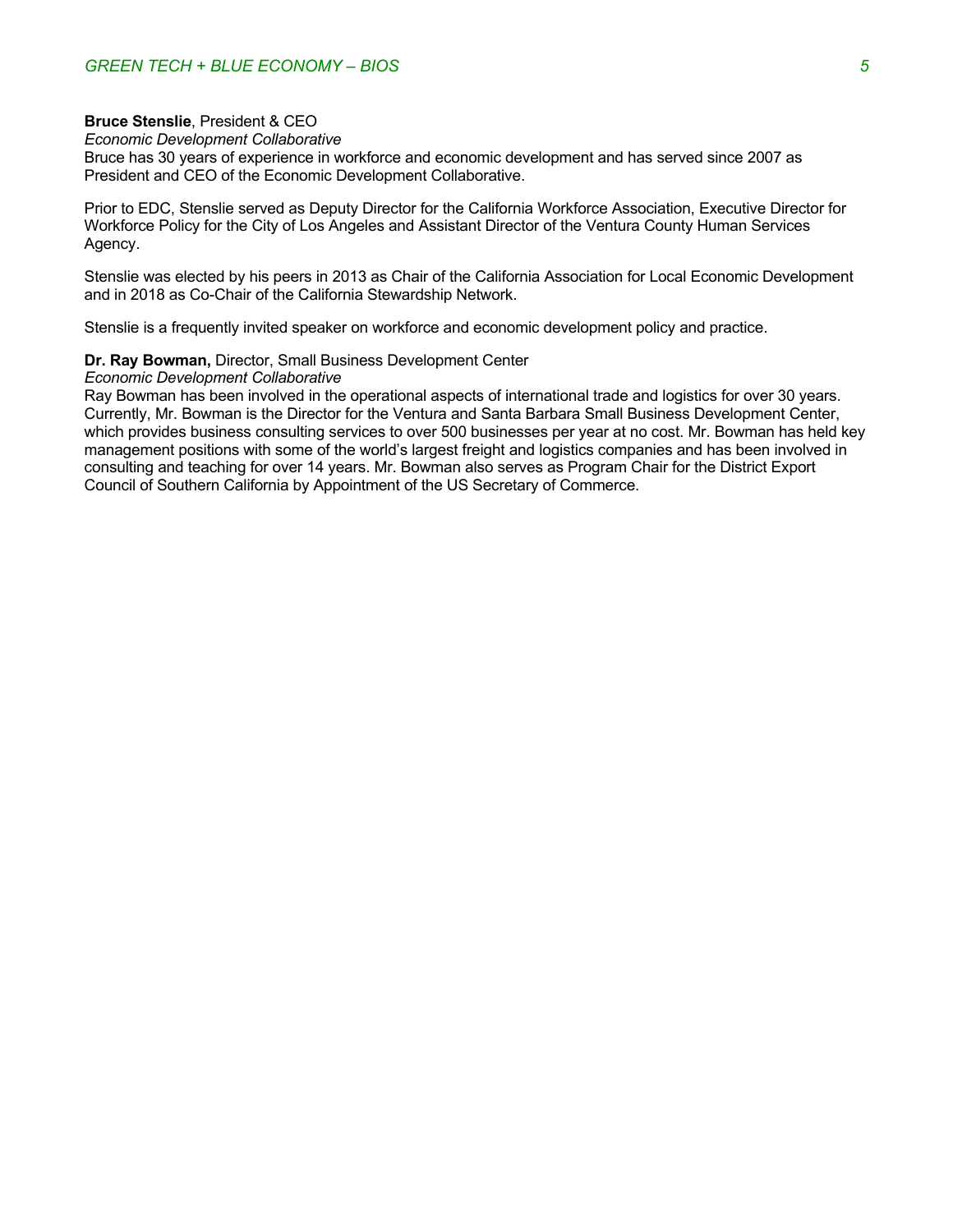**Bruce Stenslie**, President & CEO
*Economic Development Collaborative*
Bruce has 30 years of experience in workforce and economic development and has served since 2007 as President and CEO of the Economic Development Collaborative.

Prior to EDC, Stenslie served as Deputy Director for the California Workforce Association, Executive Director for Workforce Policy for the City of Los Angeles and Assistant Director of the Ventura County Human Services Agency.

Stenslie was elected by his peers in 2013 as Chair of the California Association for Local Economic Development and in 2018 as Co-Chair of the California Stewardship Network.

Stenslie is a frequently invited speaker on workforce and economic development policy and practice.

**Dr. Ray Bowman,** Director, Small Business Development Center
*Economic Development Collaborative*
Ray Bowman has been involved in the operational aspects of international trade and logistics for over 30 years. Currently, Mr. Bowman is the Director for the Ventura and Santa Barbara Small Business Development Center, which provides business consulting services to over 500 businesses per year at no cost. Mr. Bowman has held key management positions with some of the world's largest freight and logistics companies and has been involved in consulting and teaching for over 14 years. Mr. Bowman also serves as Program Chair for the District Export Council of Southern California by Appointment of the US Secretary of Commerce.